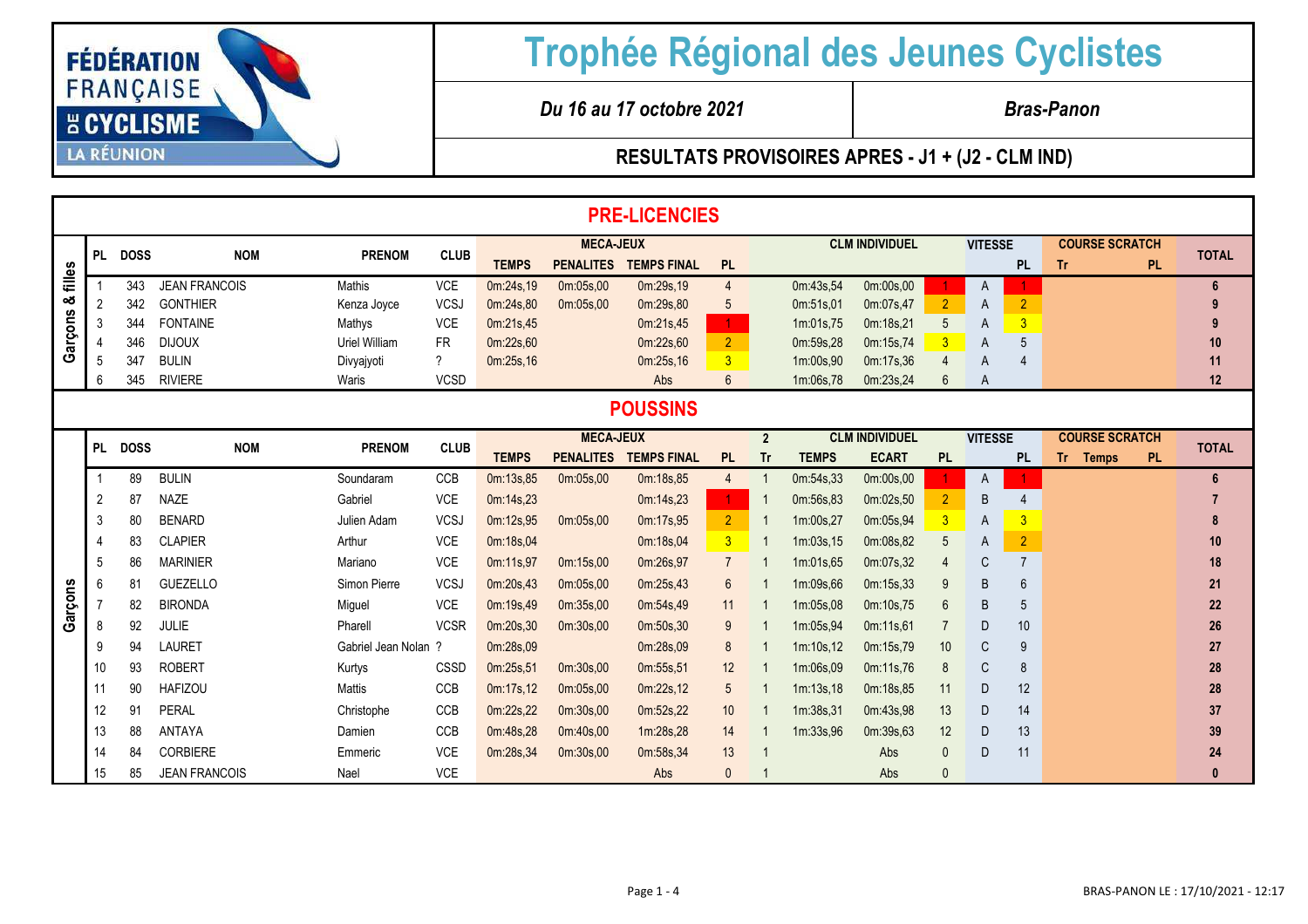FÉDÉRATION FRANÇAISE DE CYCLISME
LA RÉUNION

# Trophée Régional des Jeunes Cyclistes

*Du 16 au 17 octobre 2021* | *Bras-Panon*

**RESULTATS PROVISOIRES APRES - J1 + (J2 - CLM IND)**

## PRE-LICENCIES

**Garçons & filles**

| PL | DOSS | NOM | PRENOM | CLUB | MECA-JEUX TEMPS | MECA-JEUX PENALITES | MECA-JEUX TEMPS FINAL | MECA-JEUX PL | CLM INDIVIDUEL | | | VITESSE | VITESSE PL | COURSE SCRATCH Tr | COURSE SCRATCH PL | TOTAL |
|---|---|---|---|---|---|---|---|---|---|---|---|---|---|---|---|---|
| 1 | 343 | JEAN FRANCOIS | Mathis | VCE | 0m:24s,19 | 0m:05s,00 | 0m:29s,19 | 4 | 0m:43s,54 | 0m:00s,00 | 1 | A | 1 | | | 6 |
| 2 | 342 | GONTHIER | Kenza Joyce | VCSJ | 0m:24s,80 | 0m:05s,00 | 0m:29s,80 | 5 | 0m:51s,01 | 0m:07s,47 | 2 | A | 2 | | | 9 |
| 3 | 344 | FONTAINE | Mathys | VCE | 0m:21s,45 | | 0m:21s,45 | 1 | 1m:01s,75 | 0m:18s,21 | 5 | A | 3 | | | 9 |
| 4 | 346 | DIJOUX | Uriel William | FR | 0m:22s,60 | | 0m:22s,60 | 2 | 0m:59s,28 | 0m:15s,74 | 3 | A | 5 | | | 10 |
| 5 | 347 | BULIN | Divyajyoti | ? | 0m:25s,16 | | 0m:25s,16 | 3 | 1m:00s,90 | 0m:17s,36 | 4 | A | 4 | | | 11 |
| 6 | 345 | RIVIERE | Waris | VCSD | | | Abs | 6 | 1m:06s,78 | 0m:23s,24 | 6 | A | | | | 12 |

## POUSSINS

**Garçons**

| PL | DOSS | NOM | PRENOM | CLUB | MECA-JEUX TEMPS | MECA-JEUX PENALITES | MECA-JEUX TEMPS FINAL | MECA-JEUX PL | CLM INDIVIDUEL Tr | CLM INDIVIDUEL TEMPS | CLM INDIVIDUEL ECART | CLM INDIVIDUEL PL | VITESSE | VITESSE PL | COURSE SCRATCH Tr | COURSE SCRATCH Temps | COURSE SCRATCH PL | TOTAL |
|---|---|---|---|---|---|---|---|---|---|---|---|---|---|---|---|---|---|---|
| 1 | 89 | BULIN | Soundaram | CCB | 0m:13s,85 | 0m:05s,00 | 0m:18s,85 | 4 | 1 | 0m:54s,33 | 0m:00s,00 | 1 | A | 1 | | | | 6 |
| 2 | 87 | NAZE | Gabriel | VCE | 0m:14s,23 | | 0m:14s,23 | 1 | 1 | 0m:56s,83 | 0m:02s,50 | 2 | B | 4 | | | | 7 |
| 3 | 80 | BENARD | Julien Adam | VCSJ | 0m:12s,95 | 0m:05s,00 | 0m:17s,95 | 2 | 1 | 1m:00s,27 | 0m:05s,94 | 3 | A | 3 | | | | 8 |
| 4 | 83 | CLAPIER | Arthur | VCE | 0m:18s,04 | | 0m:18s,04 | 3 | 1 | 1m:03s,15 | 0m:08s,82 | 5 | A | 2 | | | | 10 |
| 5 | 86 | MARINIER | Mariano | VCE | 0m:11s,97 | 0m:15s,00 | 0m:26s,97 | 7 | 1 | 1m:01s,65 | 0m:07s,32 | 4 | C | 7 | | | | 18 |
| 6 | 81 | GUEZELLO | Simon Pierre | VCSJ | 0m:20s,43 | 0m:05s,00 | 0m:25s,43 | 6 | 1 | 1m:09s,66 | 0m:15s,33 | 9 | B | 6 | | | | 21 |
| 7 | 82 | BIRONDA | Miguel | VCE | 0m:19s,49 | 0m:35s,00 | 0m:54s,49 | 11 | 1 | 1m:05s,08 | 0m:10s,75 | 6 | B | 5 | | | | 22 |
| 8 | 92 | JULIE | Pharell | VCSR | 0m:20s,30 | 0m:30s,00 | 0m:50s,30 | 9 | 1 | 1m:05s,94 | 0m:11s,61 | 7 | D | 10 | | | | 26 |
| 9 | 94 | LAURET | Gabriel Jean Nolan | ? | 0m:28s,09 | | 0m:28s,09 | 8 | 1 | 1m:10s,12 | 0m:15s,79 | 10 | C | 9 | | | | 27 |
| 10 | 93 | ROBERT | Kurtys | CSSD | 0m:25s,51 | 0m:30s,00 | 0m:55s,51 | 12 | 1 | 1m:06s,09 | 0m:11s,76 | 8 | C | 8 | | | | 28 |
| 11 | 90 | HAFIZOU | Mattis | CCB | 0m:17s,12 | 0m:05s,00 | 0m:22s,12 | 5 | 1 | 1m:13s,18 | 0m:18s,85 | 11 | D | 12 | | | | 28 |
| 12 | 91 | PERAL | Christophe | CCB | 0m:22s,22 | 0m:30s,00 | 0m:52s,22 | 10 | 1 | 1m:38s,31 | 0m:43s,98 | 13 | D | 14 | | | | 37 |
| 13 | 88 | ANTAYA | Damien | CCB | 0m:48s,28 | 0m:40s,00 | 1m:28s,28 | 14 | 1 | 1m:33s,96 | 0m:39s,63 | 12 | D | 13 | | | | 39 |
| 14 | 84 | CORBIERE | Emmeric | VCE | 0m:28s,34 | 0m:30s,00 | 0m:58s,34 | 13 | 1 | | Abs | 0 | D | 11 | | | | 24 |
| 15 | 85 | JEAN FRANCOIS | Nael | VCE | | | Abs | 0 | 1 | | Abs | 0 | | | | | | 0 |

BRAS-PANON LE : 17/10/2021 - 12:17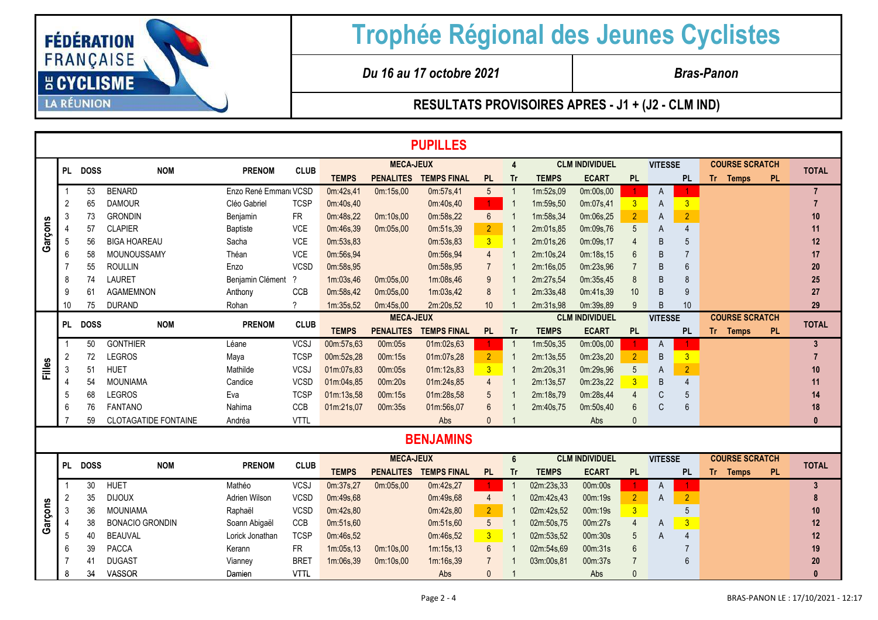# Trophée Régional des Jeunes Cyclistes

FÉDÉRATION FRANÇAISE DE CYCLISME – LA RÉUNION

*Du 16 au 17 octobre 2021* — *Bras-Panon*

**RESULTATS PROVISOIRES APRES - J1 + (J2 - CLM IND)**

## PUPILLES

### Garçons

| PL | DOSS | NOM | PRENOM | CLUB | MECA-JEUX TEMPS | MECA-JEUX PENALITES | MECA-JEUX TEMPS FINAL | MECA-JEUX PL | 4 Tr | CLM INDIVIDUEL TEMPS | CLM INDIVIDUEL ECART | CLM INDIVIDUEL PL | VITESSE | VITESSE PL | COURSE SCRATCH Tr | COURSE SCRATCH Temps | COURSE SCRATCH PL | TOTAL |
|---|---|---|---|---|---|---|---|---|---|---|---|---|---|---|---|---|---|---|
| 1 | 53 | BENARD | Enzo René Emmanı | VCSD | 0m:42s,41 | 0m:15s,00 | 0m:57s,41 | 5 | 1 | 1m:52s,09 | 0m:00s,00 | 1 | A | 1 | | | | 7 |
| 2 | 65 | DAMOUR | Cléo Gabriel | TCSP | 0m:40s,40 | | 0m:40s,40 | 1 | 1 | 1m:59s,50 | 0m:07s,41 | 3 | A | 3 | | | | 7 |
| 3 | 73 | GRONDIN | Benjamin | FR | 0m:48s,22 | 0m:10s,00 | 0m:58s,22 | 6 | 1 | 1m:58s,34 | 0m:06s,25 | 2 | A | 2 | | | | 10 |
| 4 | 57 | CLAPIER | Baptiste | VCE | 0m:46s,39 | 0m:05s,00 | 0m:51s,39 | 2 | 1 | 2m:01s,85 | 0m:09s,76 | 5 | A | 4 | | | | 11 |
| 5 | 56 | BIGA HOAREAU | Sacha | VCE | 0m:53s,83 | | 0m:53s,83 | 3 | 1 | 2m:01s,26 | 0m:09s,17 | 4 | B | 5 | | | | 12 |
| 6 | 58 | MOUNOUSSAMY | Théan | VCE | 0m:56s,94 | | 0m:56s,94 | 4 | 1 | 2m:10s,24 | 0m:18s,15 | 6 | B | 7 | | | | 17 |
| 7 | 55 | ROULLIN | Enzo | VCSD | 0m:58s,95 | | 0m:58s,95 | 7 | 1 | 2m:16s,05 | 0m:23s,96 | 7 | B | 6 | | | | 20 |
| 8 | 74 | LAURET | Benjamin Clément | ? | 1m:03s,46 | 0m:05s,00 | 1m:08s,46 | 9 | 1 | 2m:27s,54 | 0m:35s,45 | 8 | B | 8 | | | | 25 |
| 9 | 61 | AGAMEMNON | Anthony | CCB | 0m:58s,42 | 0m:05s,00 | 1m:03s,42 | 8 | 1 | 2m:33s,48 | 0m:41s,39 | 10 | B | 9 | | | | 27 |
| 10 | 75 | DURAND | Rohan | ? | 1m:35s,52 | 0m:45s,00 | 2m:20s,52 | 10 | 1 | 2m:31s,98 | 0m:39s,89 | 9 | B | 10 | | | | 29 |

### Filles

| PL | DOSS | NOM | PRENOM | CLUB | MECA-JEUX TEMPS | MECA-JEUX PENALITES | MECA-JEUX TEMPS FINAL | MECA-JEUX PL | Tr | CLM INDIVIDUEL TEMPS | CLM INDIVIDUEL ECART | CLM INDIVIDUEL PL | VITESSE | VITESSE PL | COURSE SCRATCH Tr | COURSE SCRATCH Temps | COURSE SCRATCH PL | TOTAL |
|---|---|---|---|---|---|---|---|---|---|---|---|---|---|---|---|---|---|---|
| 1 | 50 | GONTHIER | Léane | VCSJ | 00m:57s,63 | 00m:05s | 01m:02s,63 | 1 | 1 | 1m:50s,35 | 0m:00s,00 | 1 | A | 1 | | | | 3 |
| 2 | 72 | LEGROS | Maya | TCSP | 00m:52s,28 | 00m:15s | 01m:07s,28 | 2 | 1 | 2m:13s,55 | 0m:23s,20 | 2 | B | 3 | | | | 7 |
| 3 | 51 | HUET | Mathilde | VCSJ | 01m:07s,83 | 00m:05s | 01m:12s,83 | 3 | 1 | 2m:20s,31 | 0m:29s,96 | 5 | A | 2 | | | | 10 |
| 4 | 54 | MOUNIAMA | Candice | VCSD | 01m:04s,85 | 00m:20s | 01m:24s,85 | 4 | 1 | 2m:13s,57 | 0m:23s,22 | 3 | B | 4 | | | | 11 |
| 5 | 68 | LEGROS | Eva | TCSP | 01m:13s,58 | 00m:15s | 01m:28s,58 | 5 | 1 | 2m:18s,79 | 0m:28s,44 | 4 | C | 5 | | | | 14 |
| 6 | 76 | FANTANO | Nahima | CCB | 01m:21s,07 | 00m:35s | 01m:56s,07 | 6 | 1 | 2m:40s,75 | 0m:50s,40 | 6 | C | 6 | | | | 18 |
| 7 | 59 | CLOTAGATIDE FONTAINE | Andréa | VTTL | | | Abs | 0 | 1 | | Abs | 0 | | | | | | 0 |

## BENJAMINS

### Garçons

| PL | DOSS | NOM | PRENOM | CLUB | MECA-JEUX TEMPS | MECA-JEUX PENALITES | MECA-JEUX TEMPS FINAL | MECA-JEUX PL | 6 Tr | CLM INDIVIDUEL TEMPS | CLM INDIVIDUEL ECART | CLM INDIVIDUEL PL | VITESSE | VITESSE PL | COURSE SCRATCH Tr | COURSE SCRATCH Temps | COURSE SCRATCH PL | TOTAL |
|---|---|---|---|---|---|---|---|---|---|---|---|---|---|---|---|---|---|---|
| 1 | 30 | HUET | Mathéo | VCSJ | 0m:37s,27 | 0m:05s,00 | 0m:42s,27 | 1 | 1 | 02m:23s,33 | 00m:00s | 1 | A | 1 | | | | 3 |
| 2 | 35 | DIJOUX | Adrien Wilson | VCSD | 0m:49s,68 | | 0m:49s,68 | 4 | 1 | 02m:42s,43 | 00m:19s | 2 | A | 2 | | | | 8 |
| 3 | 36 | MOUNIAMA | Raphaël | VCSD | 0m:42s,80 | | 0m:42s,80 | 2 | 1 | 02m:42s,52 | 00m:19s | 3 | | 5 | | | | 10 |
| 4 | 38 | BONACIO GRONDIN | Soann Abigaël | CCB | 0m:51s,60 | | 0m:51s,60 | 5 | 1 | 02m:50s,75 | 00m:27s | 4 | A | 3 | | | | 12 |
| 5 | 40 | BEAUVAL | Lorick Jonathan | TCSP | 0m:46s,52 | | 0m:46s,52 | 3 | 1 | 02m:53s,52 | 00m:30s | 5 | A | 4 | | | | 12 |
| 6 | 39 | PACCA | Kerann | FR | 1m:05s,13 | 0m:10s,00 | 1m:15s,13 | 6 | 1 | 02m:54s,69 | 00m:31s | 6 | | 7 | | | | 19 |
| 7 | 41 | DUGAST | Vianney | BRET | 1m:06s,39 | 0m:10s,00 | 1m:16s,39 | 7 | 1 | 03m:00s,81 | 00m:37s | 7 | | 6 | | | | 20 |
| 8 | 34 | VASSOR | Damien | VTTL | | | Abs | 0 | 1 | | Abs | 0 | | | | | | 0 |

BRAS-PANON LE : 17/10/2021 - 12:17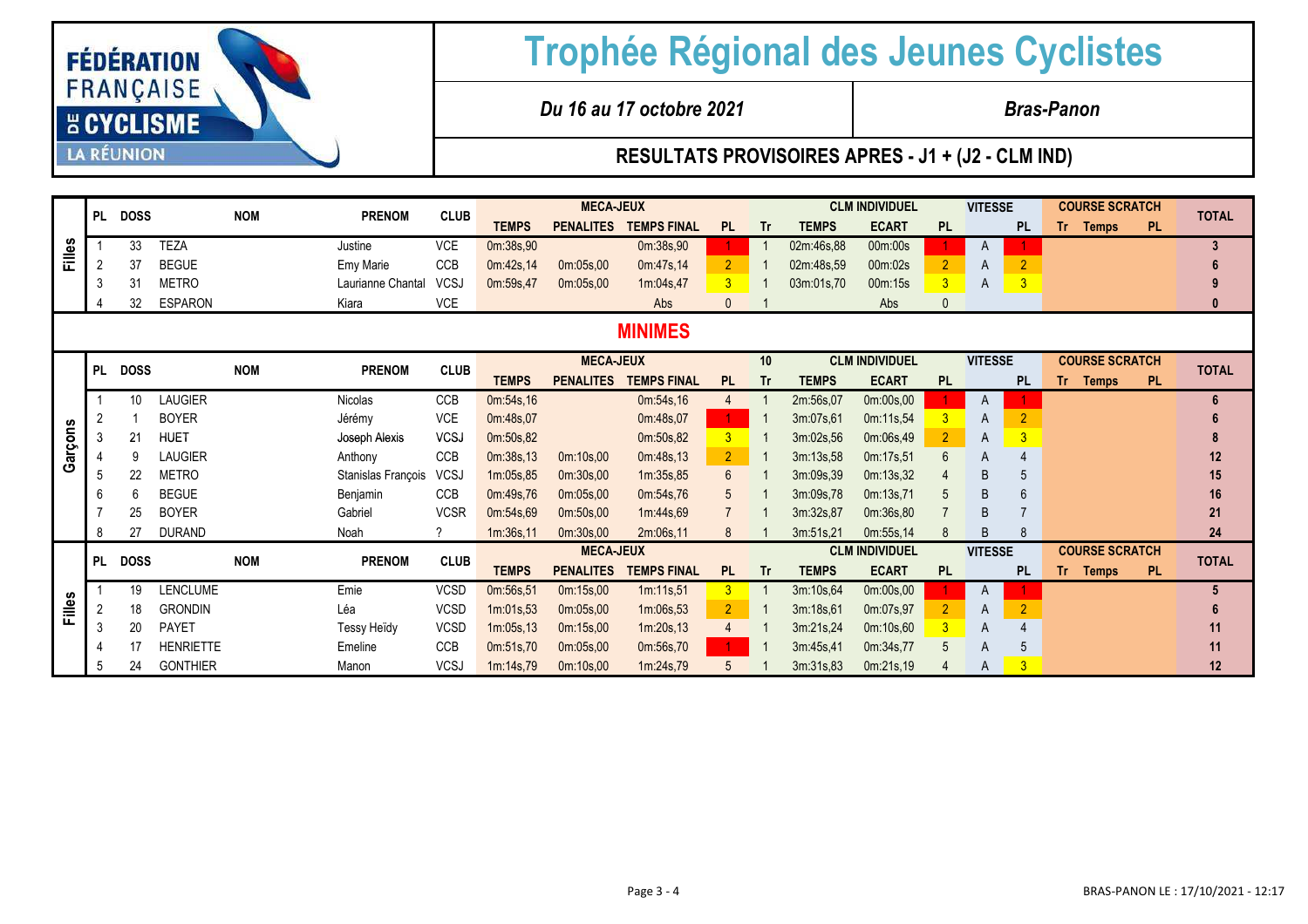FÉDÉRATION FRANÇAISE DE CYCLISME LA RÉUNION

# Trophée Régional des Jeunes Cyclistes

*Du 16 au 17 octobre 2021* — *Bras-Panon*

## RESULTATS PROVISOIRES APRES - J1 + (J2 - CLM IND)

| | PL | DOSS | NOM | PRENOM | CLUB | MECA-JEUX | | | | CLM INDIVIDUEL | | | | VITESSE | | COURSE SCRATCH | | | TOTAL |
|---|---|---|---|---|---|---|---|---|---|---|---|---|---|---|---|---|---|---|---|
| | | | | | | TEMPS | PENALITES | TEMPS FINAL | PL | Tr | TEMPS | ECART | PL | | PL | Tr | Temps | PL | |
| Filles | 1 | 33 | TEZA | Justine | VCE | 0m:38s,90 | | 0m:38s,90 | 1 | 1 | 02m:46s,88 | 00m:00s | 1 | A | 1 | | | | 3 |
| | 2 | 37 | BEGUE | Emy Marie | CCB | 0m:42s,14 | 0m:05s,00 | 0m:47s,14 | 2 | 1 | 02m:48s,59 | 00m:02s | 2 | A | 2 | | | | 6 |
| | 3 | 31 | METRO | Laurianne Chantal | VCSJ | 0m:59s,47 | 0m:05s,00 | 1m:04s,47 | 3 | 1 | 03m:01s,70 | 00m:15s | 3 | A | 3 | | | | 9 |
| | 4 | 32 | ESPARON | Kiara | VCE | | | Abs | 0 | 1 | | Abs | 0 | | | | | | 0 |

## MINIMES

| | PL | DOSS | NOM | PRENOM | CLUB | MECA-JEUX | | | | 10 | CLM INDIVIDUEL | | | VITESSE | | COURSE SCRATCH | | | TOTAL |
|---|---|---|---|---|---|---|---|---|---|---|---|---|---|---|---|---|---|---|---|
| | | | | | | TEMPS | PENALITES | TEMPS FINAL | PL | Tr | TEMPS | ECART | PL | | PL | Tr | Temps | PL | |
| Garçons | 1 | 10 | LAUGIER | Nicolas | CCB | 0m:54s,16 | | 0m:54s,16 | 4 | 1 | 2m:56s,07 | 0m:00s,00 | 1 | A | 1 | | | | 6 |
| | 2 | 1 | BOYER | Jérémy | VCE | 0m:48s,07 | | 0m:48s,07 | 1 | 1 | 3m:07s,61 | 0m:11s,54 | 3 | A | 2 | | | | 6 |
| | 3 | 21 | HUET | Joseph Alexis | VCSJ | 0m:50s,82 | | 0m:50s,82 | 3 | 1 | 3m:02s,56 | 0m:06s,49 | 2 | A | 3 | | | | 8 |
| | 4 | 9 | LAUGIER | Anthony | CCB | 0m:38s,13 | 0m:10s,00 | 0m:48s,13 | 2 | 1 | 3m:13s,58 | 0m:17s,51 | 6 | A | 4 | | | | 12 |
| | 5 | 22 | METRO | Stanislas François | VCSJ | 1m:05s,85 | 0m:30s,00 | 1m:35s,85 | 6 | 1 | 3m:09s,39 | 0m:13s,32 | 4 | B | 5 | | | | 15 |
| | 6 | 6 | BEGUE | Benjamin | CCB | 0m:49s,76 | 0m:05s,00 | 0m:54s,76 | 5 | 1 | 3m:09s,78 | 0m:13s,71 | 5 | B | 6 | | | | 16 |
| | 7 | 25 | BOYER | Gabriel | VCSR | 0m:54s,69 | 0m:50s,00 | 1m:44s,69 | 7 | 1 | 3m:32s,87 | 0m:36s,80 | 7 | B | 7 | | | | 21 |
| | 8 | 27 | DURAND | Noah | ? | 1m:36s,11 | 0m:30s,00 | 2m:06s,11 | 8 | 1 | 3m:51s,21 | 0m:55s,14 | 8 | B | 8 | | | | 24 |

| | PL | DOSS | NOM | PRENOM | CLUB | MECA-JEUX | | | | CLM INDIVIDUEL | | | | VITESSE | | COURSE SCRATCH | | | TOTAL |
|---|---|---|---|---|---|---|---|---|---|---|---|---|---|---|---|---|---|---|---|
| | | | | | | TEMPS | PENALITES | TEMPS FINAL | PL | Tr | TEMPS | ECART | PL | | PL | Tr | Temps | PL | |
| Filles | 1 | 19 | LENCLUME | Emie | VCSD | 0m:56s,51 | 0m:15s,00 | 1m:11s,51 | 3 | 1 | 3m:10s,64 | 0m:00s,00 | 1 | A | 1 | | | | 5 |
| | 2 | 18 | GRONDIN | Léa | VCSD | 1m:01s,53 | 0m:05s,00 | 1m:06s,53 | 2 | 1 | 3m:18s,61 | 0m:07s,97 | 2 | A | 2 | | | | 6 |
| | 3 | 20 | PAYET | Tessy Heïdy | VCSD | 1m:05s,13 | 0m:15s,00 | 1m:20s,13 | 4 | 1 | 3m:21s,24 | 0m:10s,60 | 3 | A | 4 | | | | 11 |
| | 4 | 17 | HENRIETTE | Emeline | CCB | 0m:51s,70 | 0m:05s,00 | 0m:56s,70 | 1 | 1 | 3m:45s,41 | 0m:34s,77 | 5 | A | 5 | | | | 11 |
| | 5 | 24 | GONTHIER | Manon | VCSJ | 1m:14s,79 | 0m:10s,00 | 1m:24s,79 | 5 | 1 | 3m:31s,83 | 0m:21s,19 | 4 | A | 3 | | | | 12 |

BRAS-PANON LE : 17/10/2021 - 12:17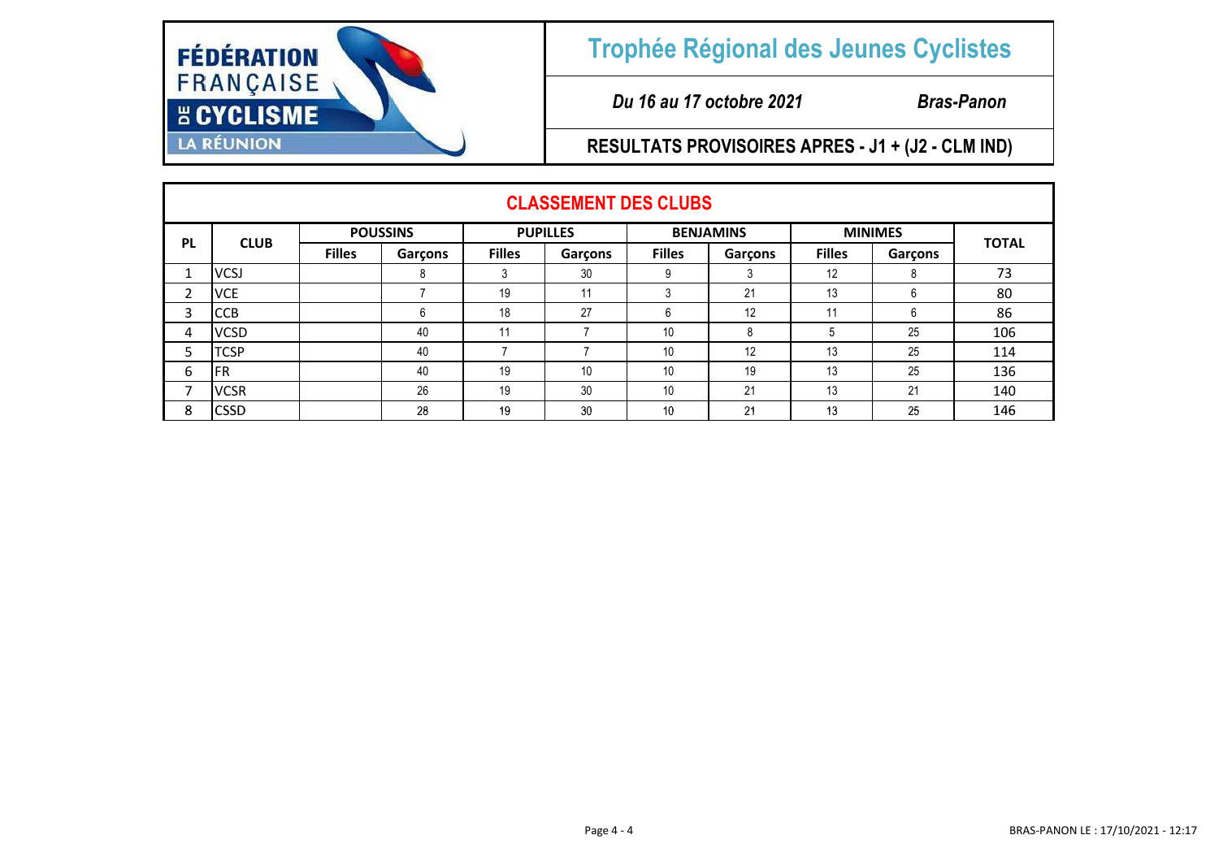FÉDÉRATION FRANÇAISE DE CYCLISME LA RÉUNION

# Trophée Régional des Jeunes Cyclistes

*Du 16 au 17 octobre 2021* *Bras-Panon*

**RESULTATS PROVISOIRES APRES - J1 + (J2 - CLM IND)**

## CLASSEMENT DES CLUBS

| PL | CLUB | POUSSINS | | PUPILLES | | BENJAMINS | | MINIMES | | TOTAL |
|---|---|---|---|---|---|---|---|---|---|---|
| | | Filles | Garçons | Filles | Garçons | Filles | Garçons | Filles | Garçons | |
| 1 | VCSJ | | 8 | 3 | 30 | 9 | 3 | 12 | 8 | 73 |
| 2 | VCE | | 7 | 19 | 11 | 3 | 21 | 13 | 6 | 80 |
| 3 | CCB | | 6 | 18 | 27 | 6 | 12 | 11 | 6 | 86 |
| 4 | VCSD | | 40 | 11 | 7 | 10 | 8 | 5 | 25 | 106 |
| 5 | TCSP | | 40 | 7 | 7 | 10 | 12 | 13 | 25 | 114 |
| 6 | FR | | 40 | 19 | 10 | 10 | 19 | 13 | 25 | 136 |
| 7 | VCSR | | 26 | 19 | 30 | 10 | 21 | 13 | 21 | 140 |
| 8 | CSSD | | 28 | 19 | 30 | 10 | 21 | 13 | 25 | 146 |

BRAS-PANON LE : 17/10/2021 - 12:17